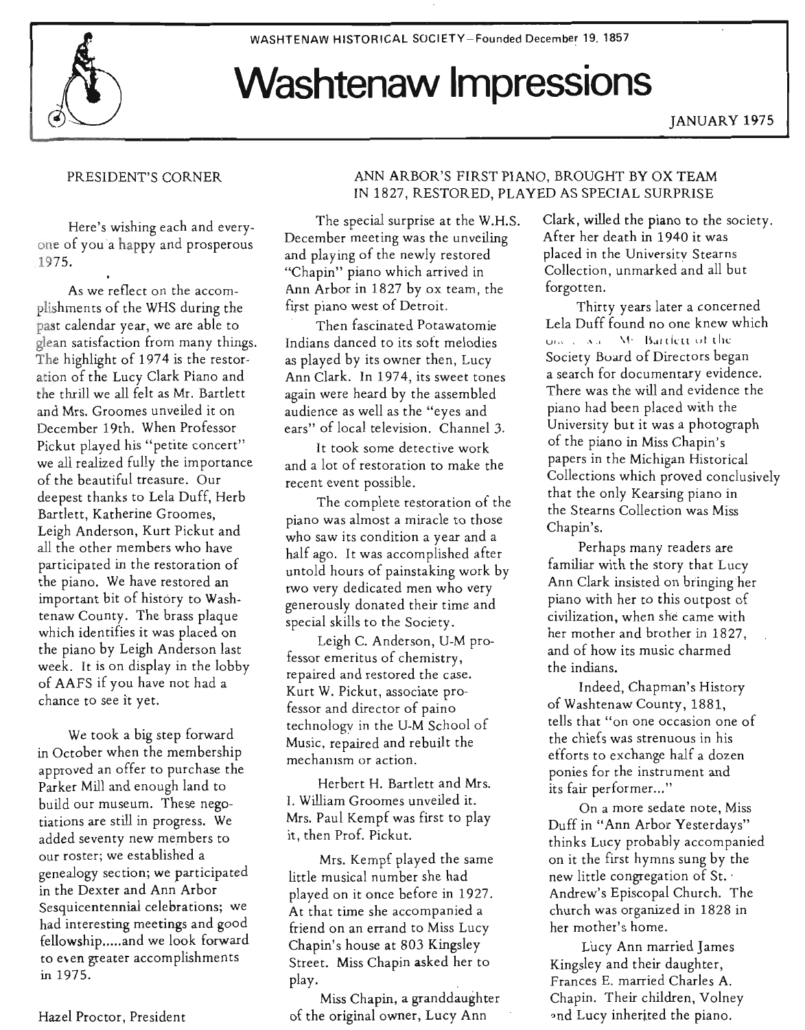WASHTENAW HISTORICAL SOCIETY—Founded December 19, 1857

# Washtenaw Impressions

JANUARY 1975

## PRESIDENT'S CORNER

Here's wishing each and every-one of you a happy and prosperous 1975.

As we reflect on the accomplishments of the WHS during the past calendar year, we are able to glean satisfaction from many things. The highlight of 1974 is the restoration of the Lucy Clark Piano and the thrill we all felt as Mr. Bartlett and Mrs. Groomes unveiled it on December 19th. When Professor Pickut played his "petite concert" we all realized fully the importance of the beautiful treasure. Our deepest thanks to Lela Duff, Herb Bartlett, Katherine Groomes, Leigh Anderson, Kurt Pickut and all the other members who have participated in the restoration of the piano. We have restored an important bit of history to Washtenaw County. The brass plaque which identifies it was placed on the piano by Leigh Anderson last week. It is on display in the lobby of AAFS if you have not had a chance to see it yet.

We took a big step forward in October when the membership approved an offer to purchase the Parker Mill and enough land to build our museum. These negotiations are still in progress. We added seventy new members to our roster; we established a genealogy section; we participated in the Dexter and Ann Arbor Sesquicentennial celebrations; we had interesting meetings and good fellowship.....and we look forward to even greater accomplishments in 1975.

Hazel Proctor, President

## ANN ARBOR'S FIRST PIANO, BROUGHT BY OX TEAM IN 1827, RESTORED, PLAYED AS SPECIAL SURPRISE

The special surprise at the W.H.S. December meeting was the unveiling and playing of the newly restored "Chapin" piano which arrived in Ann Arbor in 1827 by ox team, the first piano west of Detroit.

Then fascinated Potawatomie Indians danced to its soft melodies as played by its owner then, Lucy Ann Clark. In 1974, its sweet tones again were heard by the assembled audience as well as the "eyes and ears" of local television, Channel 3.

It took some detective work and a lot of restoration to make the recent event possible.

The complete restoration of the piano was almost a miracle to those who saw its condition a year and a half ago. It was accomplished after untold hours of painstaking work by two very dedicated men who very generously donated their time and special skills to the Society.

Leigh C. Anderson, U-M professor emeritus of chemistry, repaired and restored the case. Kurt W. Pickut, associate professor and director of paino technology in the U-M School of Music, repaired and rebuilt the mechanism or action.

Herbert H. Bartlett and Mrs. I. William Groomes unveiled it. Mrs. Paul Kempf was first to play it, then Prof. Pickut.

Mrs. Kempf played the same little musical number she had played on it once before in 1927. At that time she accompanied a friend on an errand to Miss Lucy Chapin's house at 803 Kingsley Street. Miss Chapin asked her to play.

Miss Chapin, a granddaughter of the original owner, Lucy Ann Clark, willed the piano to the society. After her death in 1940 it was placed in the University Stearns Collection, unmarked and all but forgotten.

Thirty years later a concerned Lela Duff found no one knew which one. As Mr. Bartlett of the Society Board of Directors began a search for documentary evidence. There was the will and evidence the piano had been placed with the University but it was a photograph of the piano in Miss Chapin's papers in the Michigan Historical Collections which proved conclusively that the only Kearsing piano in the Stearns Collection was Miss Chapin's.

Perhaps many readers are familiar with the story that Lucy Ann Clark insisted on bringing her piano with her to this outpost of civilization, when she came with her mother and brother in 1827, and of how its music charmed the indians.

Indeed, Chapman's History of Washtenaw County, 1881, tells that "on one occasion one of the chiefs was strenuous in his efforts to exchange half a dozen ponies for the instrument and its fair performer..."

On a more sedate note, Miss Duff in "Ann Arbor Yesterdays" thinks Lucy probably accompanied on it the first hymns sung by the new little congregation of St. Andrew's Episcopal Church. The church was organized in 1828 in her mother's home.

Lucy Ann married James Kingsley and their daughter, Frances E. married Charles A. Chapin. Their children, Volney and Lucy inherited the piano.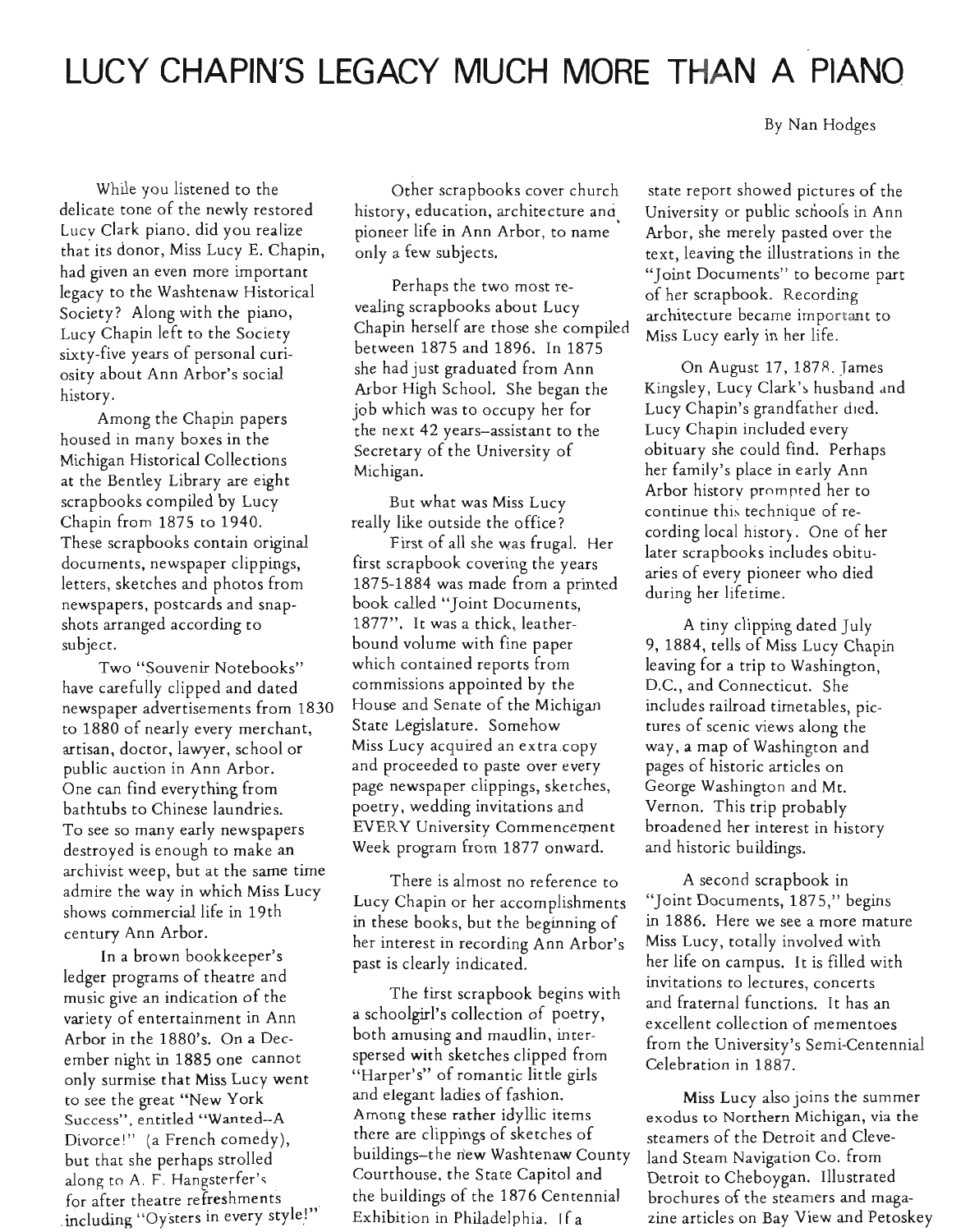# LUCY CHAPIN'S LEGACY MUCH MORE THAN A PIANO

By Nan Hodges

While you listened to the delicate tone of the newly restored Lucy Clark piano, did you realize that its donor, Miss Lucy E. Chapin, had given an even more important legacy to the Washtenaw Historical Society? Along with the piano, Lucy Chapin left to the Society sixty-five years of personal curiosity about Ann Arbor's social history.

Among the Chapin papers housed in many boxes in the Michigan Historical Collections at the Bentley Library are eight scrapbooks compiled by Lucy Chapin from 1875 to 1940. These scrapbooks contain original documents, newspaper clippings, letters, sketches and photos from newspapers, postcards and snapshots arranged according to subject.

Two "Souvenir Notebooks" have carefully clipped and dated newspaper advertisements from 1830 to 1880 of nearly every merchant, artisan, doctor, lawyer, school or public auction in Ann Arbor. One can find everything from bathtubs to Chinese laundries. To see so many early newspapers destroyed is enough to make an archivist weep, but at the same time admire the way in which Miss Lucy shows commercial life in 19th century Ann Arbor.

In a brown bookkeeper's ledger programs of theatre and music give an indication of the variety of entertainment in Ann Arbor in the 1880's. On a December night in 1885 one cannot only surmise that Miss Lucy went to see the great "New York Success", entitled "Wanted--A Divorce!" (a French comedy), but that she perhaps strolled along to A. F. Hangsterfer's for after theatre refreshments including "Oysters in every style!"

Other scrapbooks cover church history, education, architecture and pioneer life in Ann Arbor, to name only a few subjects.

Perhaps the two most revealing scrapbooks about Lucy Chapin herself are those she compiled between 1875 and 1896. In 1875 she had just graduated from Ann Arbor High School. She began the job which was to occupy her for the next 42 years--assistant to the Secretary of the University of Michigan.

But what was Miss Lucy really like outside the office?

First of all she was frugal. Her first scrapbook covering the years 1875-1884 was made from a printed book called "Joint Documents, 1877". It was a thick, leather-bound volume with fine paper which contained reports from commissions appointed by the House and Senate of the Michigan State Legislature. Somehow Miss Lucy acquired an extra copy and proceeded to paste over every page newspaper clippings, sketches, poetry, wedding invitations and EVERY University Commencement Week program from 1877 onward.

There is almost no reference to Lucy Chapin or her accomplishments in these books, but the beginning of her interest in recording Ann Arbor's past is clearly indicated.

The first scrapbook begins with a schoolgirl's collection of poetry, both amusing and maudlin, interspersed with sketches clipped from "Harper's" of romantic little girls and elegant ladies of fashion. Among these rather idyllic items there are clippings of sketches of buildings--the new Washtenaw County Courthouse, the State Capitol and the buildings of the 1876 Centennial Exhibition in Philadelphia. If a state report showed pictures of the University or public schools in Ann Arbor, she merely pasted over the text, leaving the illustrations in the "Joint Documents" to become part of her scrapbook. Recording architecture became important to Miss Lucy early in her life.

On August 17, 1878, James Kingsley, Lucy Clark's husband and Lucy Chapin's grandfather died. Lucy Chapin included every obituary she could find. Perhaps her family's place in early Ann Arbor history prompted her to continue this technique of recording local history. One of her later scrapbooks includes obituaries of every pioneer who died during her lifetime.

A tiny clipping dated July 9, 1884, tells of Miss Lucy Chapin leaving for a trip to Washington, D.C., and Connecticut. She includes railroad timetables, pictures of scenic views along the way, a map of Washington and pages of historic articles on George Washington and Mt. Vernon. This trip probably broadened her interest in history and historic buildings.

A second scrapbook in "Joint Documents, 1875," begins in 1886. Here we see a more mature Miss Lucy, totally involved with her life on campus. It is filled with invitations to lectures, concerts and fraternal functions. It has an excellent collection of mementoes from the University's Semi-Centennial Celebration in 1887.

Miss Lucy also joins the summer exodus to Northern Michigan, via the steamers of the Detroit and Cleveland Steam Navigation Co. from Detroit to Cheboygan. Illustrated brochures of the steamers and magazine articles on Bay View and Petoskey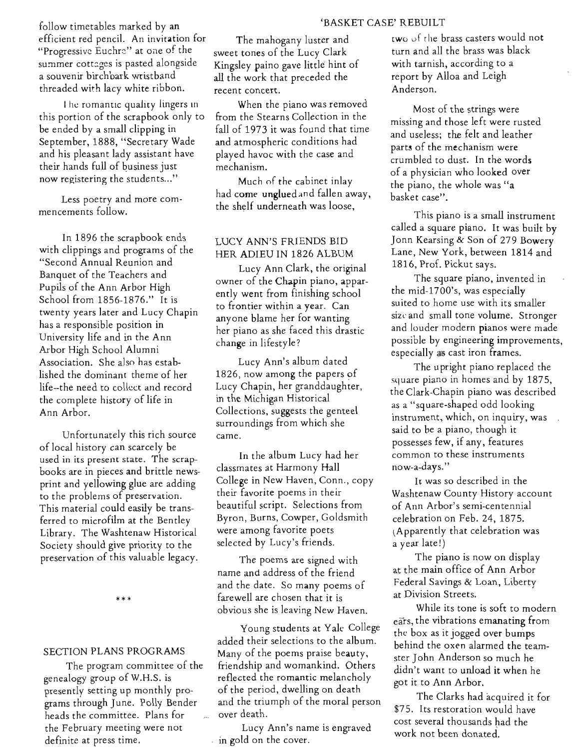follow timetables marked by an efficient red pencil. An invitation for "Progressive Euchre" at one of the summer cottages is pasted alongside a souvenir birchbark wristband threaded with lacy white ribbon.

The romantic quality lingers in this portion of the scrapbook only to be ended by a small clipping in September, 1888, "Secretary Wade and his pleasant lady assistant have their hands full of business just now registering the students..."

Less poetry and more commencements follow.

In 1896 the scrapbook ends with clippings and programs of the "Second Annual Reunion and Banquet of the Teachers and Pupils of the Ann Arbor High School from 1856-1876." It is twenty years later and Lucy Chapin has a responsible position in University life and in the Ann Arbor High School Alumni Association. She also has established the dominant theme of her life--the need to collect and record the complete history of life in Ann Arbor.

Unfortunately this rich source of local history can scarcely be used in its present state. The scrapbooks are in pieces and brittle newsprint and yellowing glue are adding to the problems of preservation. This material could easily be transferred to microfilm at the Bentley Library. The Washtenaw Historical Society should give priority to the preservation of this valuable legacy.

\*\*\*

## SECTION PLANS PROGRAMS

The program committee of the genealogy group of W.H.S. is presently setting up monthly programs through June. Polly Bender heads the committee. Plans for the February meeting were not definite at press time.

## 'BASKET CASE' REBUILT

The mahogany luster and sweet tones of the Lucy Clark Kingsley paino gave little hint of all the work that preceded the recent concert.

When the piano was removed from the Stearns Collection in the fall of 1973 it was found that time and atmospheric conditions had played havoc with the case and mechanism.

Much of the cabinet inlay had come unglued and fallen away, the shelf underneath was loose, two of the brass casters would not turn and all the brass was black with tarnish, according to a report by Alloa and Leigh Anderson.

Most of the strings were missing and those left were rusted and useless; the felt and leather parts of the mechanism were crumbled to dust. In the words of a physician who looked over the piano, the whole was "a basket case".

This piano is a small instrument called a square piano. It was built by Jonn Kearsing & Son of 279 Bowery Lane, New York, between 1814 and 1816, Prof. Pickut says.

The square piano, invented in the mid-1700's, was especially suited to home use with its smaller size and small tone volume. Stronger and louder modern pianos were made possible by engineering improvements, especially as cast iron frames.

The upright piano replaced the square piano in homes and by 1875, the Clark-Chapin piano was described as a "square-shaped odd looking instrument, which, on inquiry, was said to be a piano, though it possesses few, if any, features common to these instruments now-a-days."

It was so described in the Washtenaw County History account of Ann Arbor's semi-centennial celebration on Feb. 24, 1875. (Apparently that celebration was a year late!)

The piano is now on display at the main office of Ann Arbor Federal Savings & Loan, Liberty at Division Streets.

While its tone is soft to modern ears, the vibrations emanating from the box as it jogged over bumps behind the oxen alarmed the teamster John Anderson so much he didn't want to unload it when he got it to Ann Arbor.

The Clarks had acquired it for $75. Its restoration would have cost several thousands had the work not been donated.

## LUCY ANN'S FRIENDS BID HER ADIEU IN 1826 ALBUM

Lucy Ann Clark, the original owner of the Chapin piano, apparently went from finishing school to frontier within a year. Can anyone blame her for wanting her piano as she faced this drastic change in lifestyle?

Lucy Ann's album dated 1826, now among the papers of Lucy Chapin, her granddaughter, in the Michigan Historical Collections, suggests the genteel surroundings from which she came.

In the album Lucy had her classmates at Harmony Hall College in New Haven, Conn., copy their favorite poems in their beautiful script. Selections from Byron, Burns, Cowper, Goldsmith were among favorite poets selected by Lucy's friends.

The poems are signed with name and address of the friend and the date. So many poems of farewell are chosen that it is obvious she is leaving New Haven.

Young students at Yale College added their selections to the album. Many of the poems praise beauty, friendship and womankind. Others reflected the romantic melancholy of the period, dwelling on death and the triumph of the moral person over death.

Lucy Ann's name is engraved in gold on the cover.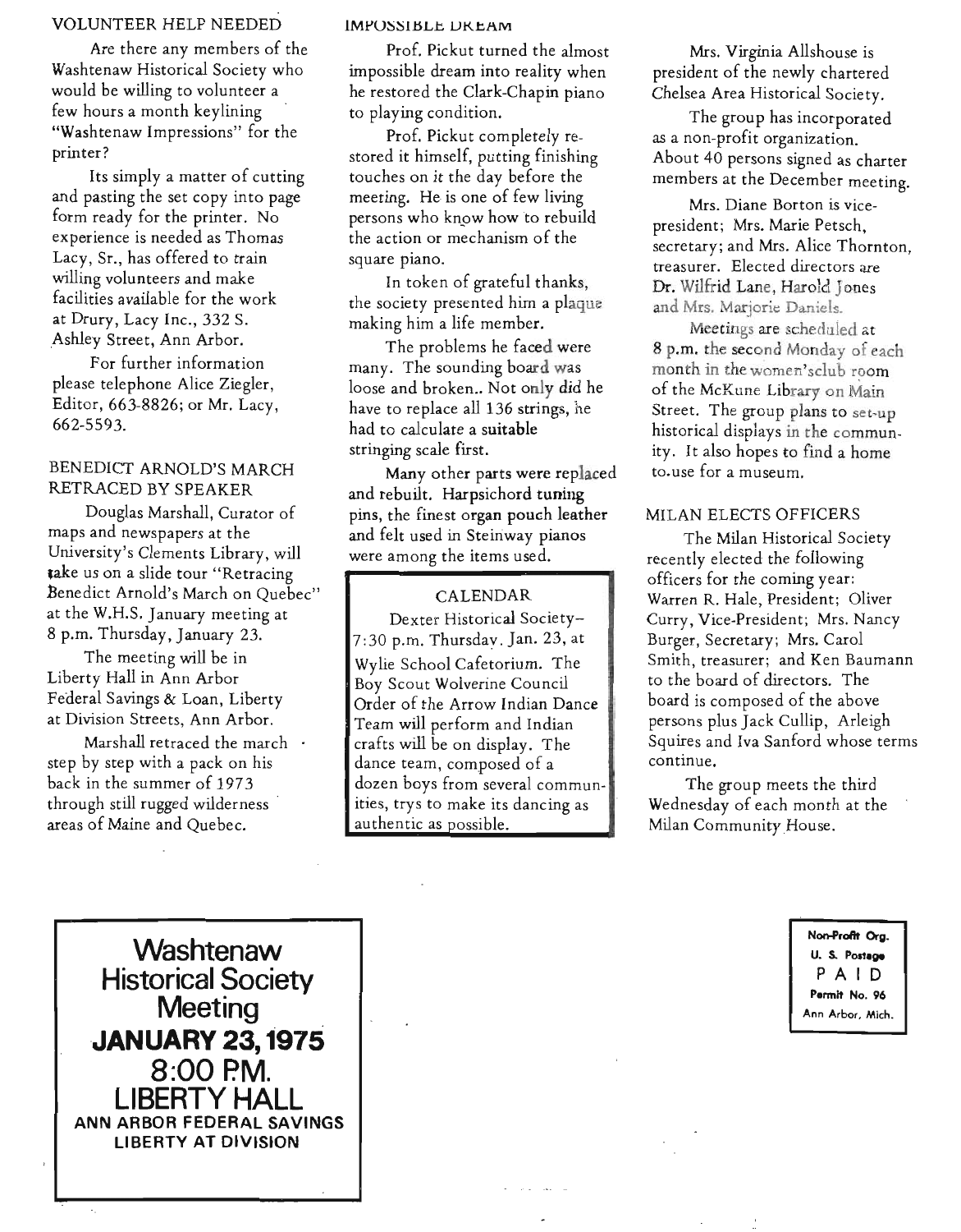## VOLUNTEER HELP NEEDED

Are there any members of the Washtenaw Historical Society who would be willing to volunteer a few hours a month keylining "Washtenaw Impressions" for the printer?

Its simply a matter of cutting and pasting the set copy into page form ready for the printer. No experience is needed as Thomas Lacy, Sr., has offered to train willing volunteers and make facilities available for the work at Drury, Lacy Inc., 332 S. Ashley Street, Ann Arbor.

For further information please telephone Alice Ziegler, Editor, 663-8826; or Mr. Lacy, 662-5593.

## BENEDICT ARNOLD'S MARCH RETRACED BY SPEAKER

Douglas Marshall, Curator of maps and newspapers at the University's Clements Library, will take us on a slide tour "Retracing Benedict Arnold's March on Quebec" at the W.H.S. January meeting at 8 p.m. Thursday, January 23.

The meeting will be in Liberty Hall in Ann Arbor Federal Savings & Loan, Liberty at Division Streets, Ann Arbor.

Marshall retraced the march step by step with a pack on his back in the summer of 1973 through still rugged wilderness areas of Maine and Quebec.

## IMPOSSIBLE DREAM

Prof. Pickut turned the almost impossible dream into reality when he restored the Clark-Chapin piano to playing condition.

Prof. Pickut completely restored it himself, putting finishing touches on it the day before the meeting. He is one of few living persons who know how to rebuild the action or mechanism of the square piano.

In token of grateful thanks, the society presented him a plaque making him a life member.

The problems he faced were many. The sounding board was loose and broken.. Not only did he have to replace all 136 strings, he had to calculate a suitable stringing scale first.

Many other parts were replaced and rebuilt. Harpsichord tuning pins, the finest organ pouch leather and felt used in Steinway pianos were among the items used.

### CALENDAR

Dexter Historical Society–7:30 p.m. Thursday, Jan. 23, at Wylie School Cafetorium. The Boy Scout Wolverine Council Order of the Arrow Indian Dance Team will perform and Indian crafts will be on display. The dance team, composed of a dozen boys from several communities, trys to make its dancing as authentic as possible.

Mrs. Virginia Allshouse is president of the newly chartered Chelsea Area Historical Society.

The group has incorporated as a non-profit organization. About 40 persons signed as charter members at the December meeting.

Mrs. Diane Borton is vice-president; Mrs. Marie Petsch, secretary; and Mrs. Alice Thornton, treasurer. Elected directors are Dr. Wilfrid Lane, Harold Jones and Mrs. Marjorie Daniels.

Meetings are scheduled at 8 p.m. the second Monday of each month in the women'sclub room of the McKune Library on Main Street. The group plans to set-up historical displays in the community. It also hopes to find a home to use for a museum.

## MILAN ELECTS OFFICERS

The Milan Historical Society recently elected the following officers for the coming year: Warren R. Hale, President; Oliver Curry, Vice-President; Mrs. Nancy Burger, Secretary; Mrs. Carol Smith, treasurer; and Ken Baumann to the board of directors. The board is composed of the above persons plus Jack Cullip, Arleigh Squires and Iva Sanford whose terms continue.

The group meets the third Wednesday of each month at the Milan Community House.

**Washtenaw Historical Society Meeting**

**JANUARY 23, 1975**

**8:00 P.M.**

**LIBERTY HALL**

**ANN ARBOR FEDERAL SAVINGS**

**LIBERTY AT DIVISION**

Non-Profit Org.
U. S. Postage
PAID
Permit No. 96
Ann Arbor, Mich.